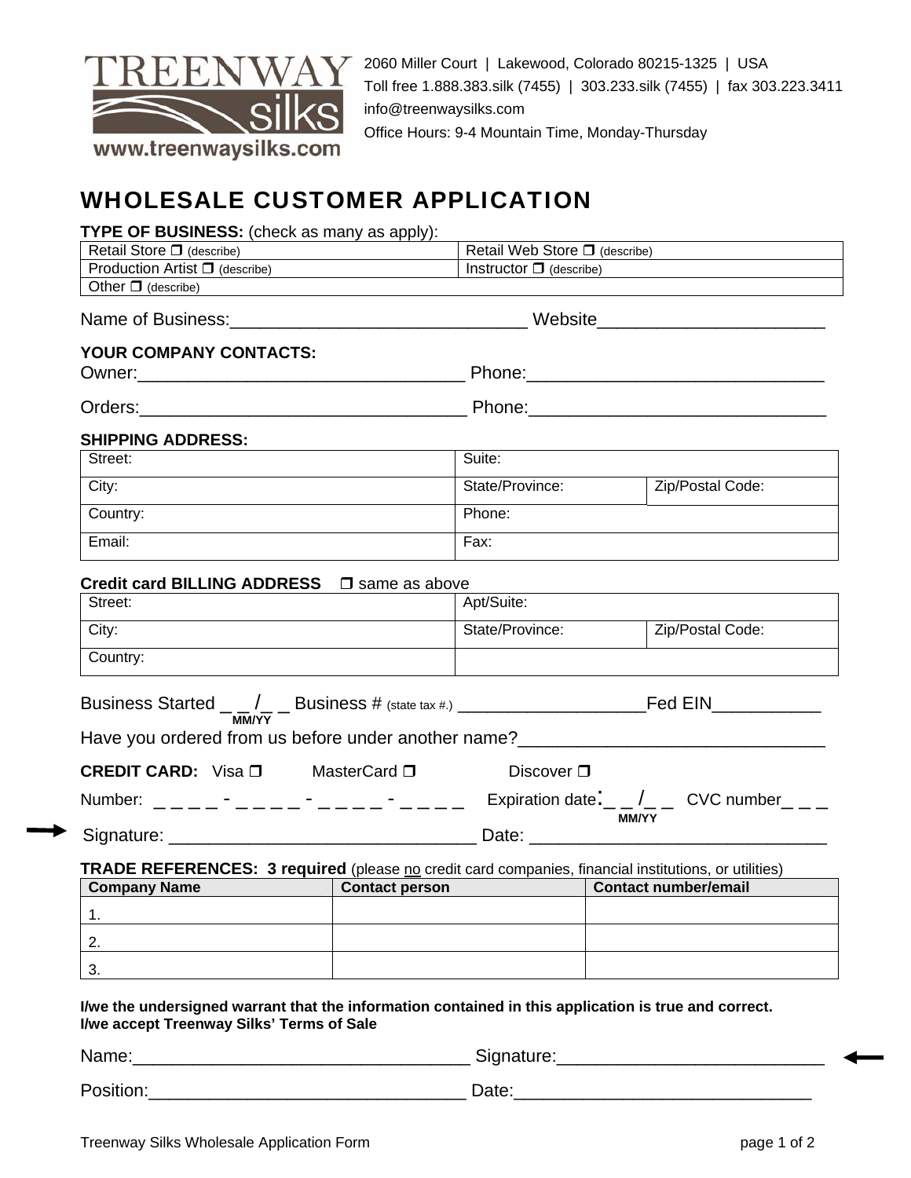TREENWAY silks
www.treenwaysilks.com

2060 Miller Court | Lakewood, Colorado 80215-1325 | USA
Toll free 1.888.383.silk (7455) | 303.233.silk (7455) | fax 303.223.3411
info@treenwaysilks.com
Office Hours: 9-4 Mountain Time, Monday-Thursday

# WHOLESALE CUSTOMER APPLICATION

**TYPE OF BUSINESS:** (check as many as apply):

| | |
|---|---|
| Retail Store ❐ (describe) | Retail Web Store ❐ (describe) |
| Production Artist ❐ (describe) | Instructor ❐ (describe) |
| Other ❐ (describe) | |

Name of Business:______________________________ Website_______________________

**YOUR COMPANY CONTACTS:**

Owner:_________________________________ Phone:______________________________

Orders:_________________________________ Phone:______________________________

**SHIPPING ADDRESS:**

| | | |
|---|---|---|
| Street: | Suite: | |
| City: | State/Province: | Zip/Postal Code: |
| Country: | Phone: | |
| Email: | Fax: | |

**Credit card BILLING ADDRESS** ❐ same as above

| | | |
|---|---|---|
| Street: | Apt/Suite: | |
| City: | State/Province: | Zip/Postal Code: |
| Country: | | |

Business Started _ _ /_ _ (MM/YY) Business # (state tax #.) ___________________Fed EIN___________

Have you ordered from us before under another name?______________________________

**CREDIT CARD:** Visa ❐ MasterCard ❐ Discover ❐

Number: _ _ _ _ - _ _ _ _ - _ _ _ _ - _ _ _ _ Expiration date: _ _ /_ _ (MM/YY) CVC number_ _ _

→ Signature: _______________________________ Date: _____________________________

**TRADE REFERENCES: 3 required** (please no credit card companies, financial institutions, or utilities)

| Company Name | Contact person | Contact number/email |
|---|---|---|
| 1. | | |
| 2. | | |
| 3. | | |

**I/we the undersigned warrant that the information contained in this application is true and correct.**
**I/we accept Treenway Silks' Terms of Sale**

Name:__________________________________ Signature:___________________________ ←

Position:________________________________ Date:______________________________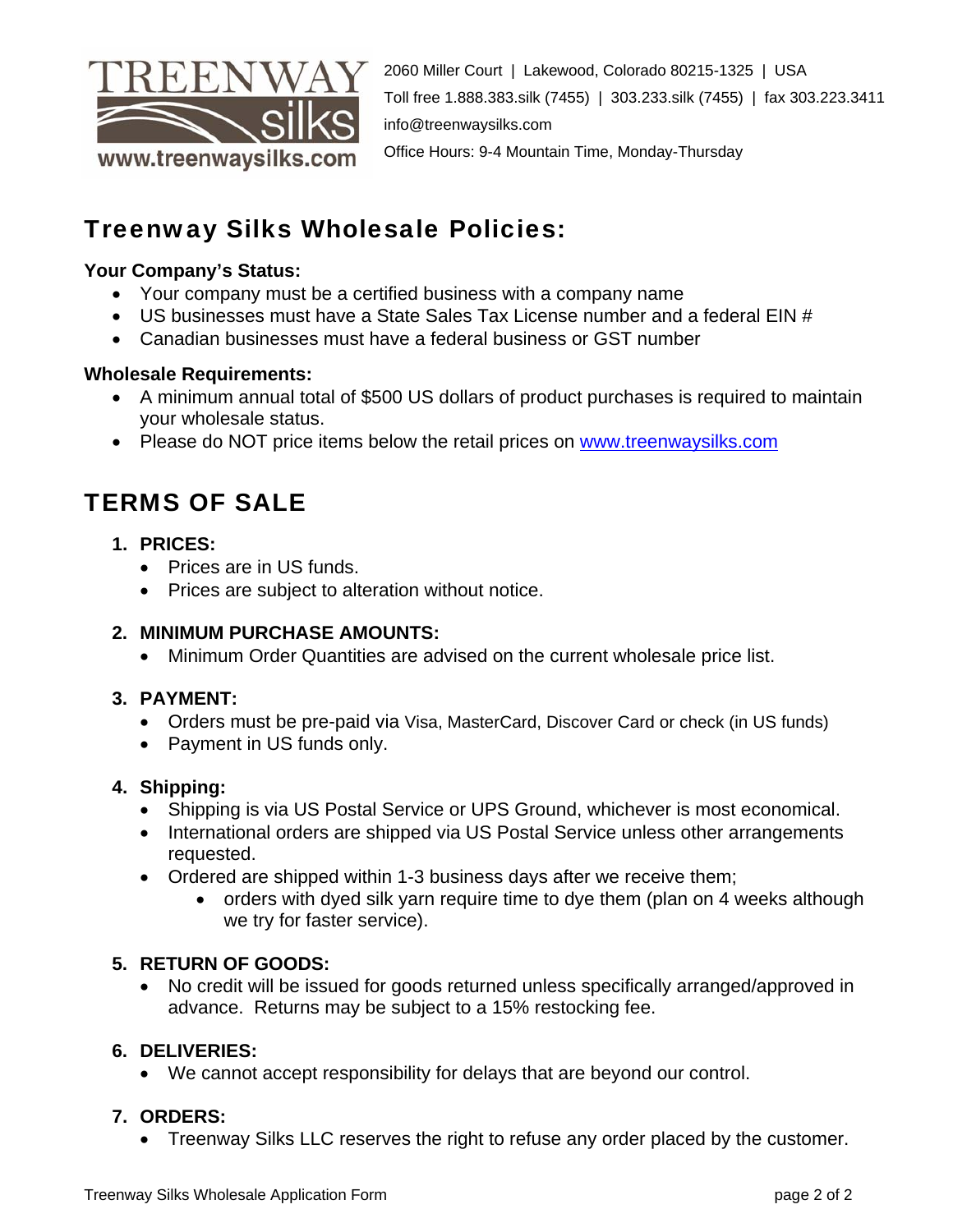TREENWAY silks
www.treenwaysilks.com

2060 Miller Court | Lakewood, Colorado 80215-1325 | USA
Toll free 1.888.383.silk (7455) | 303.233.silk (7455) | fax 303.223.3411
info@treenwaysilks.com
Office Hours: 9-4 Mountain Time, Monday-Thursday

# Treenway Silks Wholesale Policies:

**Your Company's Status:**

- Your company must be a certified business with a company name
- US businesses must have a State Sales Tax License number and a federal EIN #
- Canadian businesses must have a federal business or GST number

**Wholesale Requirements:**

- A minimum annual total of $500 US dollars of product purchases is required to maintain your wholesale status.
- Please do NOT price items below the retail prices on www.treenwaysilks.com

# TERMS OF SALE

1. **PRICES:**
   - Prices are in US funds.
   - Prices are subject to alteration without notice.

2. **MINIMUM PURCHASE AMOUNTS:**
   - Minimum Order Quantities are advised on the current wholesale price list.

3. **PAYMENT:**
   - Orders must be pre-paid via Visa, MasterCard, Discover Card or check (in US funds)
   - Payment in US funds only.

4. **Shipping:**
   - Shipping is via US Postal Service or UPS Ground, whichever is most economical.
   - International orders are shipped via US Postal Service unless other arrangements requested.
   - Ordered are shipped within 1-3 business days after we receive them;
     - orders with dyed silk yarn require time to dye them (plan on 4 weeks although we try for faster service).

5. **RETURN OF GOODS:**
   - No credit will be issued for goods returned unless specifically arranged/approved in advance. Returns may be subject to a 15% restocking fee.

6. **DELIVERIES:**
   - We cannot accept responsibility for delays that are beyond our control.

7. **ORDERS:**
   - Treenway Silks LLC reserves the right to refuse any order placed by the customer.